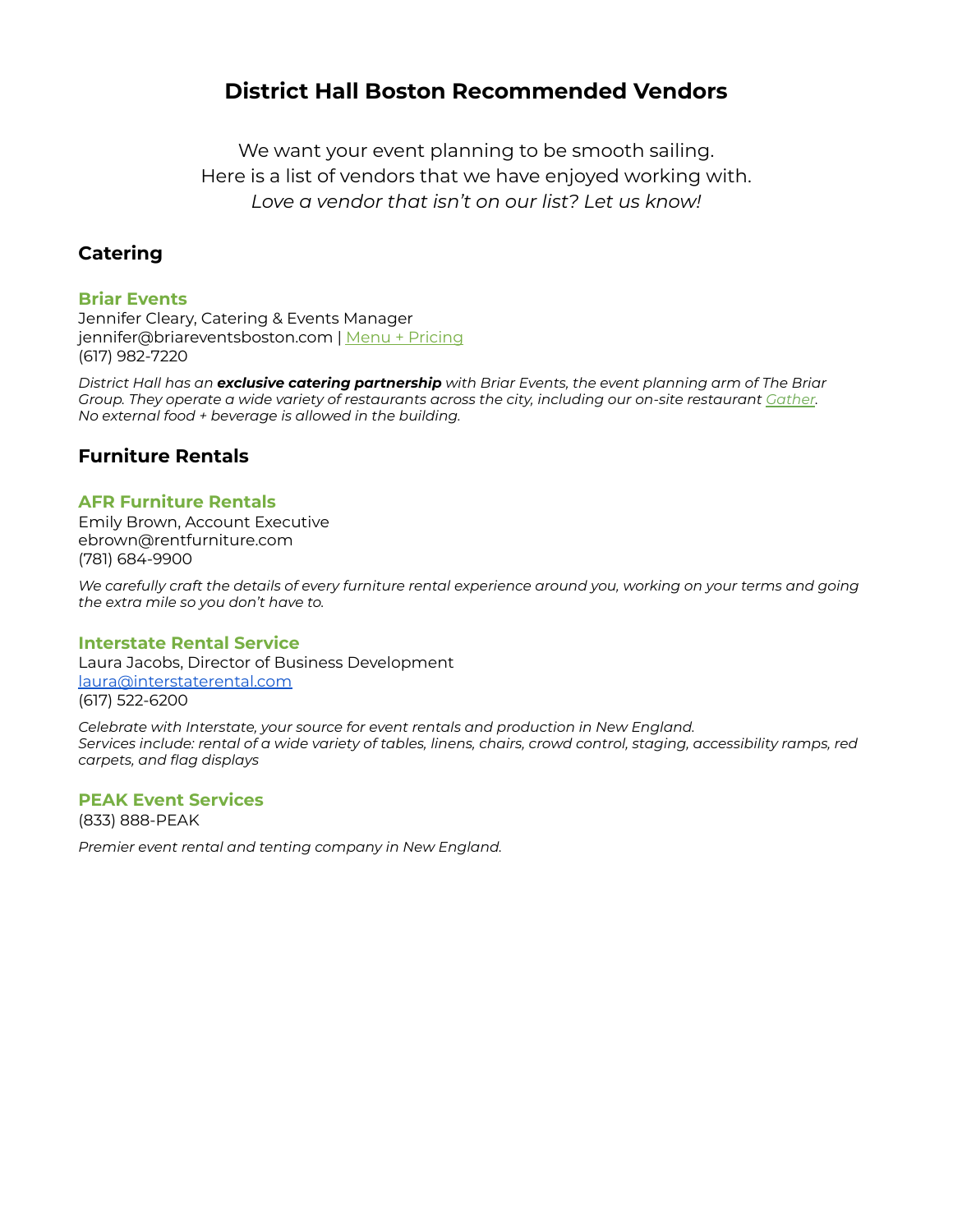# District Hall Boston Recommended Vendors

We want your event planning to be smooth sailing.
Here is a list of vendors that we have enjoyed working with.
*Love a vendor that isn't on our list? Let us know!*

## Catering

### Briar Events

Jennifer Cleary, Catering & Events Manager
jennifer@briareventsboston.com | Menu + Pricing
(617) 982-7220

*District Hall has an **exclusive catering partnership** with Briar Events, the event planning arm of The Briar Group. They operate a wide variety of restaurants across the city, including our on-site restaurant Gather. No external food + beverage is allowed in the building.*

## Furniture Rentals

### AFR Furniture Rentals

Emily Brown, Account Executive
ebrown@rentfurniture.com
(781) 684-9900

*We carefully craft the details of every furniture rental experience around you, working on your terms and going the extra mile so you don't have to.*

### Interstate Rental Service

Laura Jacobs, Director of Business Development
laura@interstaterental.com
(617) 522-6200

*Celebrate with Interstate, your source for event rentals and production in New England.*
*Services include: rental of a wide variety of tables, linens, chairs, crowd control, staging, accessibility ramps, red carpets, and flag displays*

### PEAK Event Services

(833) 888-PEAK

*Premier event rental and tenting company in New England.*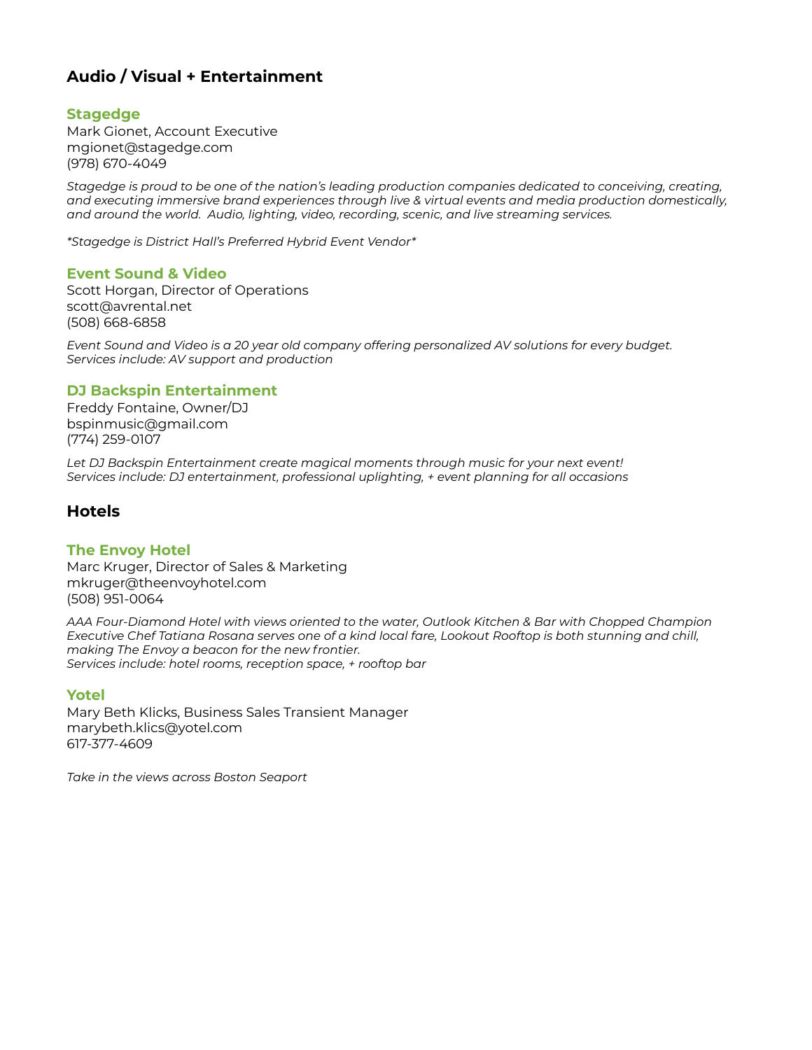## Audio / Visual + Entertainment

### Stagedge

Mark Gionet, Account Executive
mgionet@stagedge.com
(978) 670-4049

*Stagedge is proud to be one of the nation's leading production companies dedicated to conceiving, creating, and executing immersive brand experiences through live & virtual events and media production domestically, and around the world. Audio, lighting, video, recording, scenic, and live streaming services.*

**Stagedge is District Hall's Preferred Hybrid Event Vendor**

### Event Sound & Video

Scott Horgan, Director of Operations
scott@avrental.net
(508) 668-6858

*Event Sound and Video is a 20 year old company offering personalized AV solutions for every budget.*
*Services include: AV support and production*

### DJ Backspin Entertainment

Freddy Fontaine, Owner/DJ
bspinmusic@gmail.com
(774) 259-0107

*Let DJ Backspin Entertainment create magical moments through music for your next event!*
*Services include: DJ entertainment, professional uplighting, + event planning for all occasions*

## Hotels

### The Envoy Hotel

Marc Kruger, Director of Sales & Marketing
mkruger@theenvoyhotel.com
(508) 951-0064

*AAA Four-Diamond Hotel with views oriented to the water, Outlook Kitchen & Bar with Chopped Champion Executive Chef Tatiana Rosana serves one of a kind local fare, Lookout Rooftop is both stunning and chill, making The Envoy a beacon for the new frontier.*
*Services include: hotel rooms, reception space, + rooftop bar*

### Yotel

Mary Beth Klicks, Business Sales Transient Manager
marybeth.klics@yotel.com
617-377-4609

*Take in the views across Boston Seaport*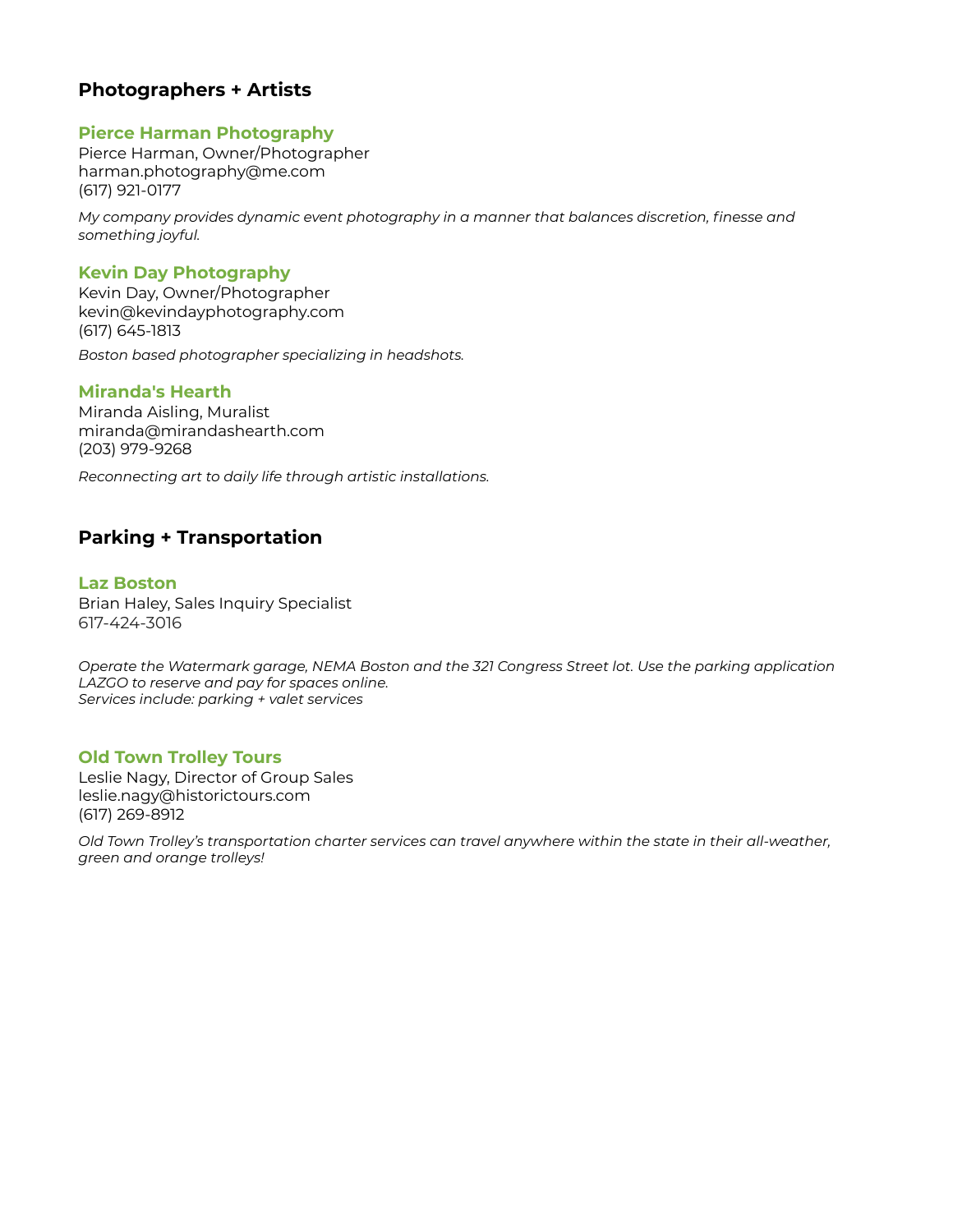## Photographers + Artists

### Pierce Harman Photography

Pierce Harman, Owner/Photographer
harman.photography@me.com
(617) 921-0177

*My company provides dynamic event photography in a manner that balances discretion, finesse and something joyful.*

### Kevin Day Photography

Kevin Day, Owner/Photographer
kevin@kevindayphotography.com
(617) 645-1813

*Boston based photographer specializing in headshots.*

### Miranda's Hearth

Miranda Aisling, Muralist
miranda@mirandashearth.com
(203) 979-9268

*Reconnecting art to daily life through artistic installations.*

## Parking + Transportation

### Laz Boston

Brian Haley, Sales Inquiry Specialist
617-424-3016

*Operate the Watermark garage, NEMA Boston and the 321 Congress Street lot. Use the parking application LAZGO to reserve and pay for spaces online.*
*Services include: parking + valet services*

### Old Town Trolley Tours

Leslie Nagy, Director of Group Sales
leslie.nagy@historictours.com
(617) 269-8912

*Old Town Trolley's transportation charter services can travel anywhere within the state in their all-weather, green and orange trolleys!*